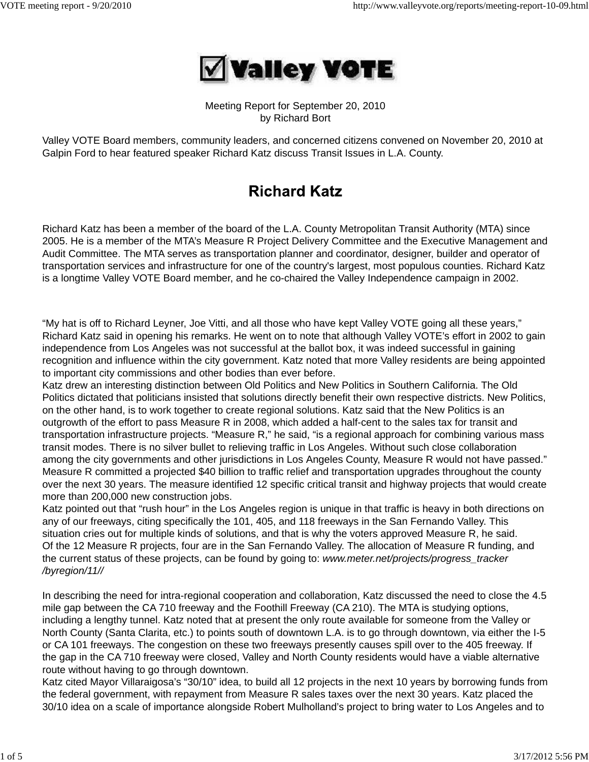# Valley VOTE

Meeting Report for September 20, 2010
by Richard Bort

Valley VOTE Board members, community leaders, and concerned citizens convened on November 20, 2010 at Galpin Ford to hear featured speaker Richard Katz discuss Transit Issues in L.A. County.

## Richard Katz

Richard Katz has been a member of the board of the L.A. County Metropolitan Transit Authority (MTA) since 2005. He is a member of the MTA's Measure R Project Delivery Committee and the Executive Management and Audit Committee. The MTA serves as transportation planner and coordinator, designer, builder and operator of transportation services and infrastructure for one of the country's largest, most populous counties. Richard Katz is a longtime Valley VOTE Board member, and he co-chaired the Valley Independence campaign in 2002.

"My hat is off to Richard Leyner, Joe Vitti, and all those who have kept Valley VOTE going all these years," Richard Katz said in opening his remarks. He went on to note that although Valley VOTE's effort in 2002 to gain independence from Los Angeles was not successful at the ballot box, it was indeed successful in gaining recognition and influence within the city government. Katz noted that more Valley residents are being appointed to important city commissions and other bodies than ever before.

Katz drew an interesting distinction between Old Politics and New Politics in Southern California. The Old Politics dictated that politicians insisted that solutions directly benefit their own respective districts. New Politics, on the other hand, is to work together to create regional solutions. Katz said that the New Politics is an outgrowth of the effort to pass Measure R in 2008, which added a half-cent to the sales tax for transit and transportation infrastructure projects. "Measure R," he said, "is a regional approach for combining various mass transit modes. There is no silver bullet to relieving traffic in Los Angeles. Without such close collaboration among the city governments and other jurisdictions in Los Angeles County, Measure R would not have passed." Measure R committed a projected $40 billion to traffic relief and transportation upgrades throughout the county over the next 30 years. The measure identified 12 specific critical transit and highway projects that would create more than 200,000 new construction jobs.

Katz pointed out that "rush hour" in the Los Angeles region is unique in that traffic is heavy in both directions on any of our freeways, citing specifically the 101, 405, and 118 freeways in the San Fernando Valley. This situation cries out for multiple kinds of solutions, and that is why the voters approved Measure R, he said.

Of the 12 Measure R projects, four are in the San Fernando Valley. The allocation of Measure R funding, and the current status of these projects, can be found by going to: *www.meter.net/projects/progress_tracker/byregion/11//*

In describing the need for intra-regional cooperation and collaboration, Katz discussed the need to close the 4.5 mile gap between the CA 710 freeway and the Foothill Freeway (CA 210). The MTA is studying options, including a lengthy tunnel. Katz noted that at present the only route available for someone from the Valley or North County (Santa Clarita, etc.) to points south of downtown L.A. is to go through downtown, via either the I-5 or CA 101 freeways. The congestion on these two freeways presently causes spill over to the 405 freeway. If the gap in the CA 710 freeway were closed, Valley and North County residents would have a viable alternative route without having to go through downtown.

Katz cited Mayor Villaraigosa's "30/10" idea, to build all 12 projects in the next 10 years by borrowing funds from the federal government, with repayment from Measure R sales taxes over the next 30 years. Katz placed the 30/10 idea on a scale of importance alongside Robert Mulholland's project to bring water to Los Angeles and to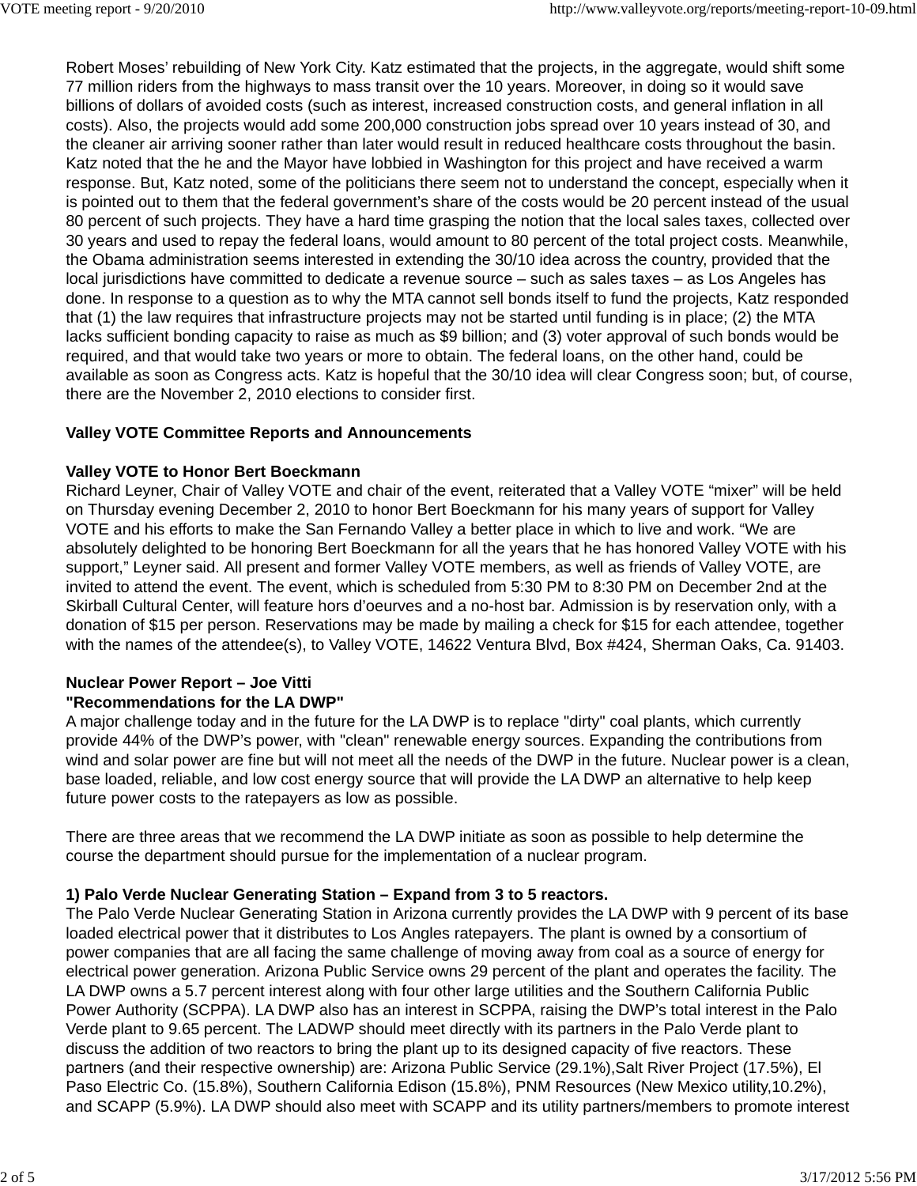Robert Moses' rebuilding of New York City. Katz estimated that the projects, in the aggregate, would shift some 77 million riders from the highways to mass transit over the 10 years. Moreover, in doing so it would save billions of dollars of avoided costs (such as interest, increased construction costs, and general inflation in all costs). Also, the projects would add some 200,000 construction jobs spread over 10 years instead of 30, and the cleaner air arriving sooner rather than later would result in reduced healthcare costs throughout the basin. Katz noted that the he and the Mayor have lobbied in Washington for this project and have received a warm response. But, Katz noted, some of the politicians there seem not to understand the concept, especially when it is pointed out to them that the federal government's share of the costs would be 20 percent instead of the usual 80 percent of such projects. They have a hard time grasping the notion that the local sales taxes, collected over 30 years and used to repay the federal loans, would amount to 80 percent of the total project costs. Meanwhile, the Obama administration seems interested in extending the 30/10 idea across the country, provided that the local jurisdictions have committed to dedicate a revenue source – such as sales taxes – as Los Angeles has done. In response to a question as to why the MTA cannot sell bonds itself to fund the projects, Katz responded that (1) the law requires that infrastructure projects may not be started until funding is in place; (2) the MTA lacks sufficient bonding capacity to raise as much as $9 billion; and (3) voter approval of such bonds would be required, and that would take two years or more to obtain. The federal loans, on the other hand, could be available as soon as Congress acts. Katz is hopeful that the 30/10 idea will clear Congress soon; but, of course, there are the November 2, 2010 elections to consider first.

**Valley VOTE Committee Reports and Announcements**

**Valley VOTE to Honor Bert Boeckmann**
Richard Leyner, Chair of Valley VOTE and chair of the event, reiterated that a Valley VOTE "mixer" will be held on Thursday evening December 2, 2010 to honor Bert Boeckmann for his many years of support for Valley VOTE and his efforts to make the San Fernando Valley a better place in which to live and work. "We are absolutely delighted to be honoring Bert Boeckmann for all the years that he has honored Valley VOTE with his support," Leyner said. All present and former Valley VOTE members, as well as friends of Valley VOTE, are invited to attend the event. The event, which is scheduled from 5:30 PM to 8:30 PM on December 2nd at the Skirball Cultural Center, will feature hors d'oeurves and a no-host bar. Admission is by reservation only, with a donation of $15 per person. Reservations may be made by mailing a check for $15 for each attendee, together with the names of the attendee(s), to Valley VOTE, 14622 Ventura Blvd, Box #424, Sherman Oaks, Ca. 91403.

**Nuclear Power Report – Joe Vitti**
**"Recommendations for the LA DWP"**
A major challenge today and in the future for the LA DWP is to replace "dirty" coal plants, which currently provide 44% of the DWP's power, with "clean" renewable energy sources. Expanding the contributions from wind and solar power are fine but will not meet all the needs of the DWP in the future. Nuclear power is a clean, base loaded, reliable, and low cost energy source that will provide the LA DWP an alternative to help keep future power costs to the ratepayers as low as possible.

There are three areas that we recommend the LA DWP initiate as soon as possible to help determine the course the department should pursue for the implementation of a nuclear program.

**1) Palo Verde Nuclear Generating Station – Expand from 3 to 5 reactors.**
The Palo Verde Nuclear Generating Station in Arizona currently provides the LA DWP with 9 percent of its base loaded electrical power that it distributes to Los Angles ratepayers. The plant is owned by a consortium of power companies that are all facing the same challenge of moving away from coal as a source of energy for electrical power generation. Arizona Public Service owns 29 percent of the plant and operates the facility. The LA DWP owns a 5.7 percent interest along with four other large utilities and the Southern California Public Power Authority (SCPPA). LA DWP also has an interest in SCPPA, raising the DWP's total interest in the Palo Verde plant to 9.65 percent. The LADWP should meet directly with its partners in the Palo Verde plant to discuss the addition of two reactors to bring the plant up to its designed capacity of five reactors. These partners (and their respective ownership) are: Arizona Public Service (29.1%),Salt River Project (17.5%), El Paso Electric Co. (15.8%), Southern California Edison (15.8%), PNM Resources (New Mexico utility,10.2%), and SCAPP (5.9%). LA DWP should also meet with SCAPP and its utility partners/members to promote interest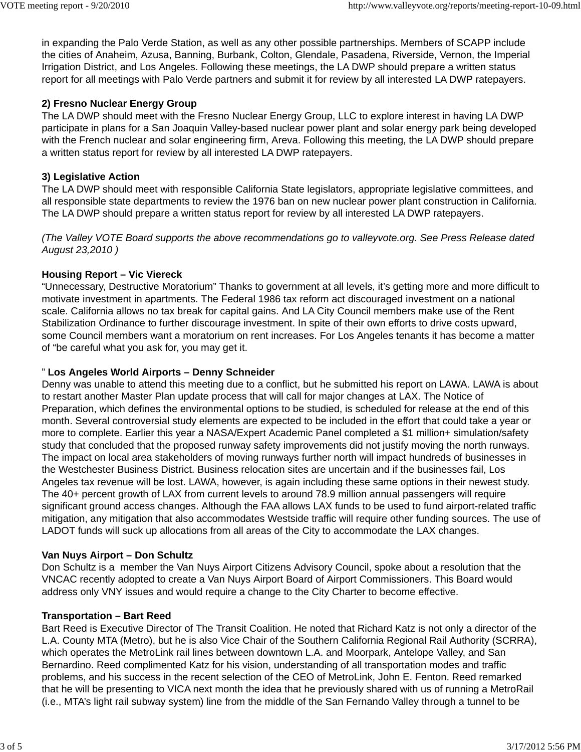in expanding the Palo Verde Station, as well as any other possible partnerships. Members of SCAPP include the cities of Anaheim, Azusa, Banning, Burbank, Colton, Glendale, Pasadena, Riverside, Vernon, the Imperial Irrigation District, and Los Angeles. Following these meetings, the LA DWP should prepare a written status report for all meetings with Palo Verde partners and submit it for review by all interested LA DWP ratepayers.

**2) Fresno Nuclear Energy Group**
The LA DWP should meet with the Fresno Nuclear Energy Group, LLC to explore interest in having LA DWP participate in plans for a San Joaquin Valley-based nuclear power plant and solar energy park being developed with the French nuclear and solar engineering firm, Areva. Following this meeting, the LA DWP should prepare a written status report for review by all interested LA DWP ratepayers.

**3) Legislative Action**
The LA DWP should meet with responsible California State legislators, appropriate legislative committees, and all responsible state departments to review the 1976 ban on new nuclear power plant construction in California. The LA DWP should prepare a written status report for review by all interested LA DWP ratepayers.

*(The Valley VOTE Board supports the above recommendations go to valleyvote.org. See Press Release dated August 23,2010 )*

**Housing Report – Vic Viereck**
“Unnecessary, Destructive Moratorium” Thanks to government at all levels, it’s getting more and more difficult to motivate investment in apartments. The Federal 1986 tax reform act discouraged investment on a national scale. California allows no tax break for capital gains. And LA City Council members make use of the Rent Stabilization Ordinance to further discourage investment. In spite of their own efforts to drive costs upward, some Council members want a moratorium on rent increases. For Los Angeles tenants it has become a matter of “be careful what you ask for, you may get it.

” **Los Angeles World Airports – Denny Schneider**
Denny was unable to attend this meeting due to a conflict, but he submitted his report on LAWA. LAWA is about to restart another Master Plan update process that will call for major changes at LAX. The Notice of Preparation, which defines the environmental options to be studied, is scheduled for release at the end of this month. Several controversial study elements are expected to be included in the effort that could take a year or more to complete. Earlier this year a NASA/Expert Academic Panel completed a $1 million+ simulation/safety study that concluded that the proposed runway safety improvements did not justify moving the north runways. The impact on local area stakeholders of moving runways further north will impact hundreds of businesses in the Westchester Business District. Business relocation sites are uncertain and if the businesses fail, Los Angeles tax revenue will be lost. LAWA, however, is again including these same options in their newest study. The 40+ percent growth of LAX from current levels to around 78.9 million annual passengers will require significant ground access changes. Although the FAA allows LAX funds to be used to fund airport-related traffic mitigation, any mitigation that also accommodates Westside traffic will require other funding sources. The use of LADOT funds will suck up allocations from all areas of the City to accommodate the LAX changes.

**Van Nuys Airport – Don Schultz**
Don Schultz is a member the Van Nuys Airport Citizens Advisory Council, spoke about a resolution that the VNCAC recently adopted to create a Van Nuys Airport Board of Airport Commissioners. This Board would address only VNY issues and would require a change to the City Charter to become effective.

**Transportation – Bart Reed**
Bart Reed is Executive Director of The Transit Coalition. He noted that Richard Katz is not only a director of the L.A. County MTA (Metro), but he is also Vice Chair of the Southern California Regional Rail Authority (SCRRA), which operates the MetroLink rail lines between downtown L.A. and Moorpark, Antelope Valley, and San Bernardino. Reed complimented Katz for his vision, understanding of all transportation modes and traffic problems, and his success in the recent selection of the CEO of MetroLink, John E. Fenton. Reed remarked that he will be presenting to VICA next month the idea that he previously shared with us of running a MetroRail (i.e., MTA’s light rail subway system) line from the middle of the San Fernando Valley through a tunnel to be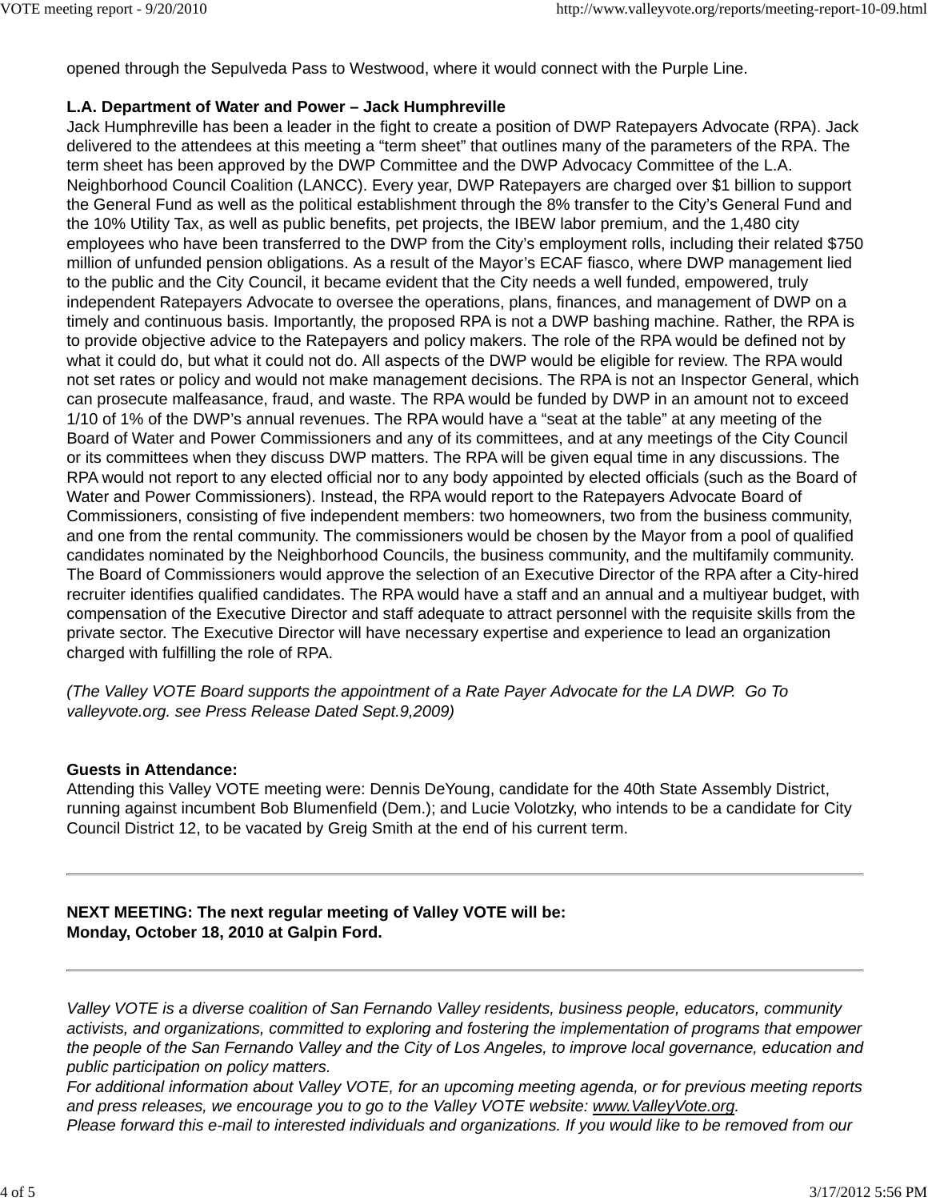opened through the Sepulveda Pass to Westwood, where it would connect with the Purple Line.

**L.A. Department of Water and Power – Jack Humphreville**
Jack Humphreville has been a leader in the fight to create a position of DWP Ratepayers Advocate (RPA). Jack delivered to the attendees at this meeting a "term sheet" that outlines many of the parameters of the RPA. The term sheet has been approved by the DWP Committee and the DWP Advocacy Committee of the L.A. Neighborhood Council Coalition (LANCC). Every year, DWP Ratepayers are charged over $1 billion to support the General Fund as well as the political establishment through the 8% transfer to the City's General Fund and the 10% Utility Tax, as well as public benefits, pet projects, the IBEW labor premium, and the 1,480 city employees who have been transferred to the DWP from the City's employment rolls, including their related $750 million of unfunded pension obligations. As a result of the Mayor's ECAF fiasco, where DWP management lied to the public and the City Council, it became evident that the City needs a well funded, empowered, truly independent Ratepayers Advocate to oversee the operations, plans, finances, and management of DWP on a timely and continuous basis. Importantly, the proposed RPA is not a DWP bashing machine. Rather, the RPA is to provide objective advice to the Ratepayers and policy makers. The role of the RPA would be defined not by what it could do, but what it could not do. All aspects of the DWP would be eligible for review. The RPA would not set rates or policy and would not make management decisions. The RPA is not an Inspector General, which can prosecute malfeasance, fraud, and waste. The RPA would be funded by DWP in an amount not to exceed 1/10 of 1% of the DWP's annual revenues. The RPA would have a "seat at the table" at any meeting of the Board of Water and Power Commissioners and any of its committees, and at any meetings of the City Council or its committees when they discuss DWP matters. The RPA will be given equal time in any discussions. The RPA would not report to any elected official nor to any body appointed by elected officials (such as the Board of Water and Power Commissioners). Instead, the RPA would report to the Ratepayers Advocate Board of Commissioners, consisting of five independent members: two homeowners, two from the business community, and one from the rental community. The commissioners would be chosen by the Mayor from a pool of qualified candidates nominated by the Neighborhood Councils, the business community, and the multifamily community. The Board of Commissioners would approve the selection of an Executive Director of the RPA after a City-hired recruiter identifies qualified candidates. The RPA would have a staff and an annual and a multiyear budget, with compensation of the Executive Director and staff adequate to attract personnel with the requisite skills from the private sector. The Executive Director will have necessary expertise and experience to lead an organization charged with fulfilling the role of RPA.

*(The Valley VOTE Board supports the appointment of a Rate Payer Advocate for the LA DWP. Go To valleyvote.org. see Press Release Dated Sept.9,2009)*

**Guests in Attendance:**
Attending this Valley VOTE meeting were: Dennis DeYoung, candidate for the 40th State Assembly District, running against incumbent Bob Blumenfield (Dem.); and Lucie Volotzky, who intends to be a candidate for City Council District 12, to be vacated by Greig Smith at the end of his current term.

---

**NEXT MEETING: The next regular meeting of Valley VOTE will be:**
**Monday, October 18, 2010 at Galpin Ford.**

---

*Valley VOTE is a diverse coalition of San Fernando Valley residents, business people, educators, community activists, and organizations, committed to exploring and fostering the implementation of programs that empower the people of the San Fernando Valley and the City of Los Angeles, to improve local governance, education and public participation on policy matters.*
*For additional information about Valley VOTE, for an upcoming meeting agenda, or for previous meeting reports and press releases, we encourage you to go to the Valley VOTE website: www.ValleyVote.org.*
*Please forward this e-mail to interested individuals and organizations. If you would like to be removed from our*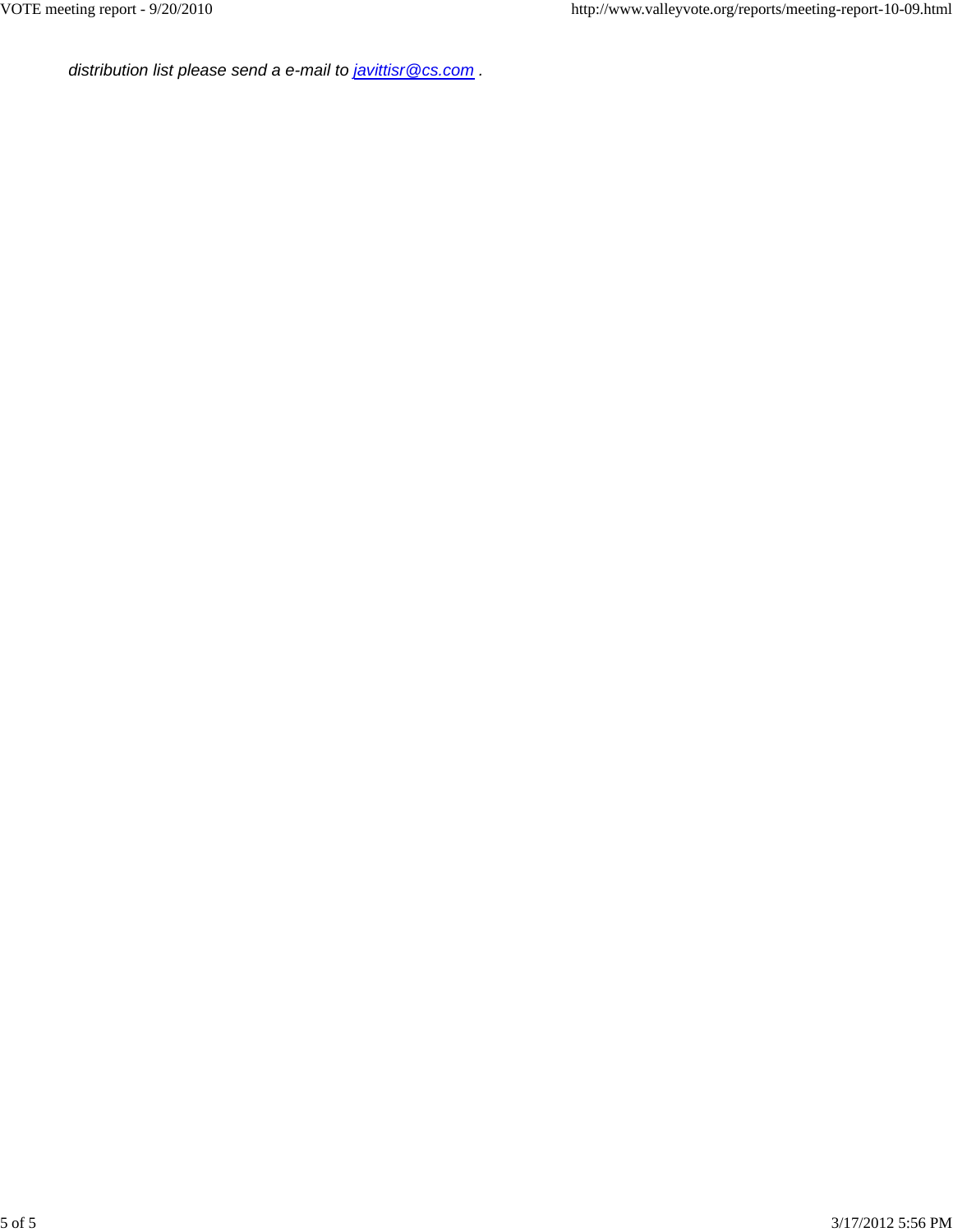*distribution list please send a e-mail to [javittisr@cs.com](mailto:javittisr@cs.com) .*